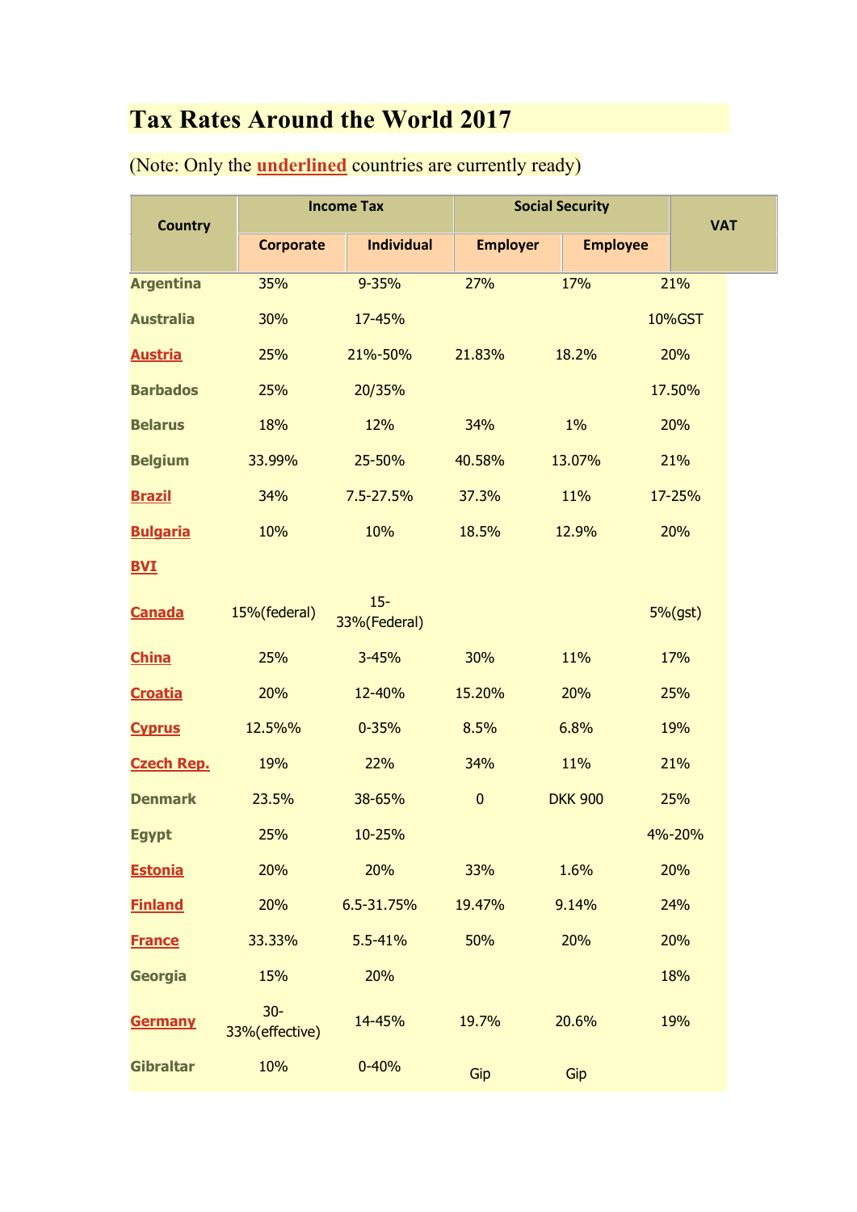# Tax Rates Around the World 2017

(Note: Only the **underlined** countries are currently ready)

| Country | Income Tax | | Social Security | | VAT |
|---|---|---|---|---|---|
| | Corporate | Individual | Employer | Employee | |
| Argentina | 35% | 9-35% | 27% | 17% | 21% |
| Australia | 30% | 17-45% | | | 10%GST |
| Austria | 25% | 21%-50% | 21.83% | 18.2% | 20% |
| Barbados | 25% | 20/35% | | | 17.50% |
| Belarus | 18% | 12% | 34% | 1% | 20% |
| Belgium | 33.99% | 25-50% | 40.58% | 13.07% | 21% |
| Brazil | 34% | 7.5-27.5% | 37.3% | 11% | 17-25% |
| Bulgaria | 10% | 10% | 18.5% | 12.9% | 20% |
| BVI | | | | | |
| Canada | 15%(federal) | 15-33%(Federal) | | | 5%(gst) |
| China | 25% | 3-45% | 30% | 11% | 17% |
| Croatia | 20% | 12-40% | 15.20% | 20% | 25% |
| Cyprus | 12.5%% | 0-35% | 8.5% | 6.8% | 19% |
| Czech Rep. | 19% | 22% | 34% | 11% | 21% |
| Denmark | 23.5% | 38-65% | 0 | DKK 900 | 25% |
| Egypt | 25% | 10-25% | | | 4%-20% |
| Estonia | 20% | 20% | 33% | 1.6% | 20% |
| Finland | 20% | 6.5-31.75% | 19.47% | 9.14% | 24% |
| France | 33.33% | 5.5-41% | 50% | 20% | 20% |
| Georgia | 15% | 20% | | | 18% |
| Germany | 30-33%(effective) | 14-45% | 19.7% | 20.6% | 19% |
| Gibraltar | 10% | 0-40% | Gip | Gip | |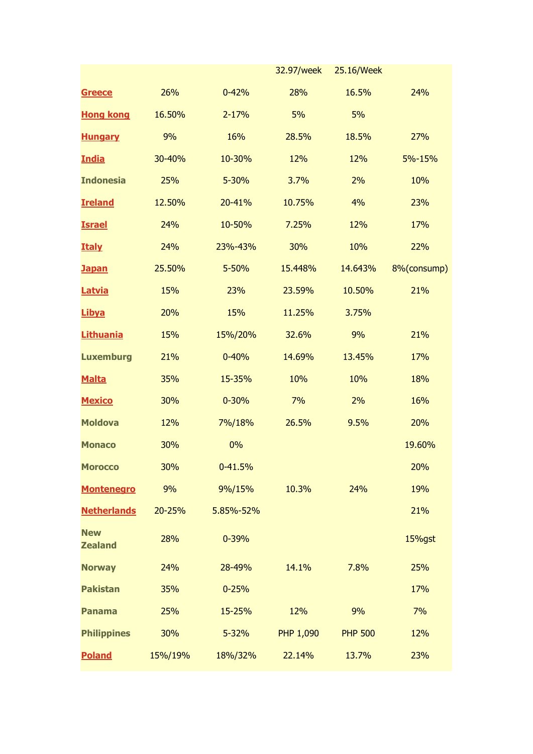| | | | | | |
|---|---|---|---|---|---|
| | | | 32.97/week | 25.16/Week | |
| **Greece** | 26% | 0-42% | 28% | 16.5% | 24% |
| **Hong kong** | 16.50% | 2-17% | 5% | 5% | |
| **Hungary** | 9% | 16% | 28.5% | 18.5% | 27% |
| **India** | 30-40% | 10-30% | 12% | 12% | 5%-15% |
| **Indonesia** | 25% | 5-30% | 3.7% | 2% | 10% |
| **Ireland** | 12.50% | 20-41% | 10.75% | 4% | 23% |
| **Israel** | 24% | 10-50% | 7.25% | 12% | 17% |
| **Italy** | 24% | 23%-43% | 30% | 10% | 22% |
| **Japan** | 25.50% | 5-50% | 15.448% | 14.643% | 8%(consump) |
| **Latvia** | 15% | 23% | 23.59% | 10.50% | 21% |
| **Libya** | 20% | 15% | 11.25% | 3.75% | |
| **Lithuania** | 15% | 15%/20% | 32.6% | 9% | 21% |
| **Luxemburg** | 21% | 0-40% | 14.69% | 13.45% | 17% |
| **Malta** | 35% | 15-35% | 10% | 10% | 18% |
| **Mexico** | 30% | 0-30% | 7% | 2% | 16% |
| **Moldova** | 12% | 7%/18% | 26.5% | 9.5% | 20% |
| **Monaco** | 30% | 0% | | | 19.60% |
| **Morocco** | 30% | 0-41.5% | | | 20% |
| **Montenegro** | 9% | 9%/15% | 10.3% | 24% | 19% |
| **Netherlands** | 20-25% | 5.85%-52% | | | 21% |
| **New Zealand** | 28% | 0-39% | | | 15%gst |
| **Norway** | 24% | 28-49% | 14.1% | 7.8% | 25% |
| **Pakistan** | 35% | 0-25% | | | 17% |
| **Panama** | 25% | 15-25% | 12% | 9% | 7% |
| **Philippines** | 30% | 5-32% | PHP 1,090 | PHP 500 | 12% |
| **Poland** | 15%/19% | 18%/32% | 22.14% | 13.7% | 23% |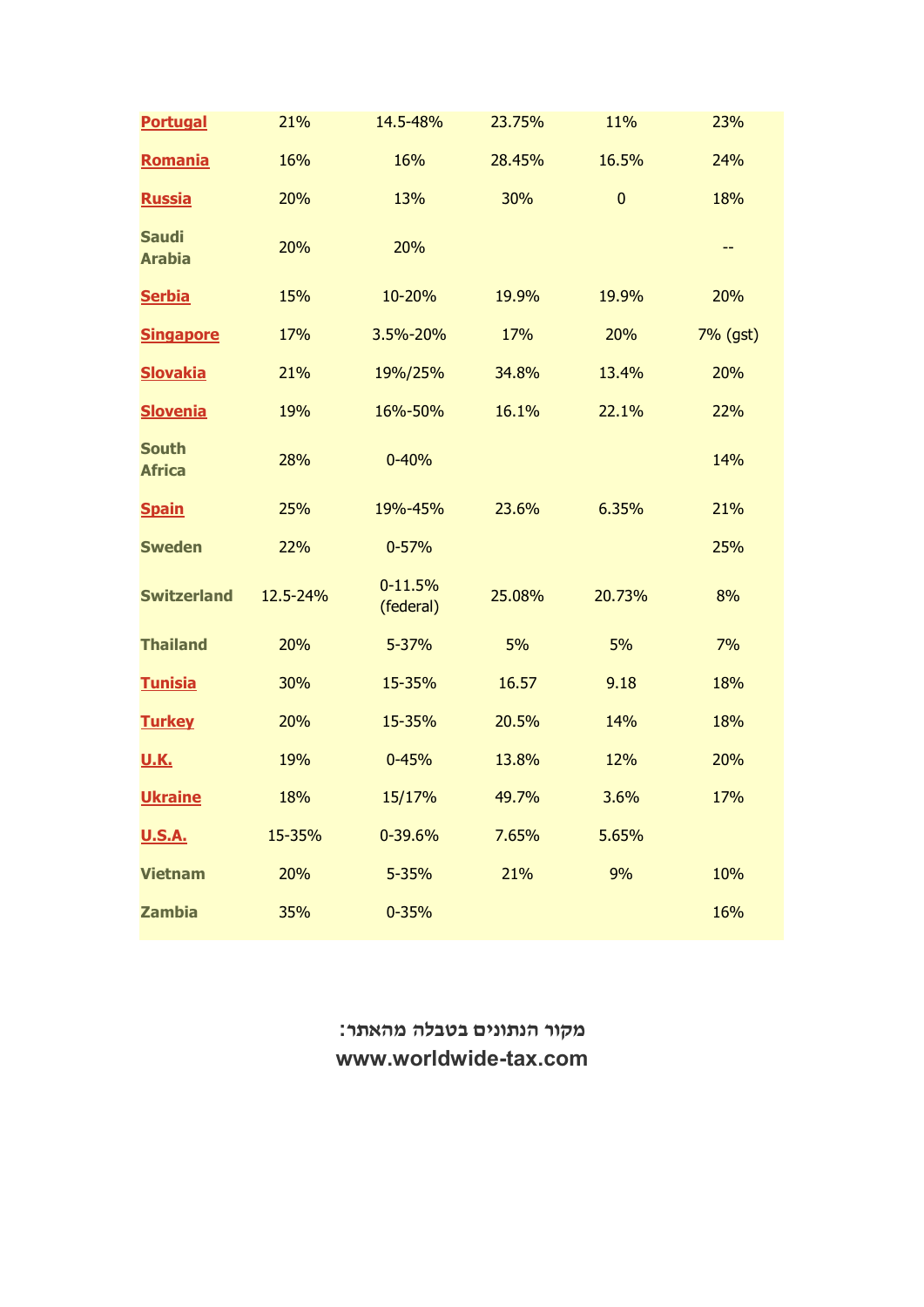| | | | | | |
|---|---|---|---|---|---|
| **Portugal** | 21% | 14.5-48% | 23.75% | 11% | 23% |
| **Romania** | 16% | 16% | 28.45% | 16.5% | 24% |
| **Russia** | 20% | 13% | 30% | 0 | 18% |
| **Saudi Arabia** | 20% | 20% | | | -- |
| **Serbia** | 15% | 10-20% | 19.9% | 19.9% | 20% |
| **Singapore** | 17% | 3.5%-20% | 17% | 20% | 7% (gst) |
| **Slovakia** | 21% | 19%/25% | 34.8% | 13.4% | 20% |
| **Slovenia** | 19% | 16%-50% | 16.1% | 22.1% | 22% |
| **South Africa** | 28% | 0-40% | | | 14% |
| **Spain** | 25% | 19%-45% | 23.6% | 6.35% | 21% |
| **Sweden** | 22% | 0-57% | | | 25% |
| **Switzerland** | 12.5-24% | 0-11.5% (federal) | 25.08% | 20.73% | 8% |
| **Thailand** | 20% | 5-37% | 5% | 5% | 7% |
| **Tunisia** | 30% | 15-35% | 16.57 | 9.18 | 18% |
| **Turkey** | 20% | 15-35% | 20.5% | 14% | 18% |
| **U.K.** | 19% | 0-45% | 13.8% | 12% | 20% |
| **Ukraine** | 18% | 15/17% | 49.7% | 3.6% | 17% |
| **U.S.A.** | 15-35% | 0-39.6% | 7.65% | 5.65% | |
| **Vietnam** | 20% | 5-35% | 21% | 9% | 10% |
| **Zambia** | 35% | 0-35% | | | 16% |

**מקור הנתונים בטבלה מהאתר:**
**www.worldwide-tax.com**